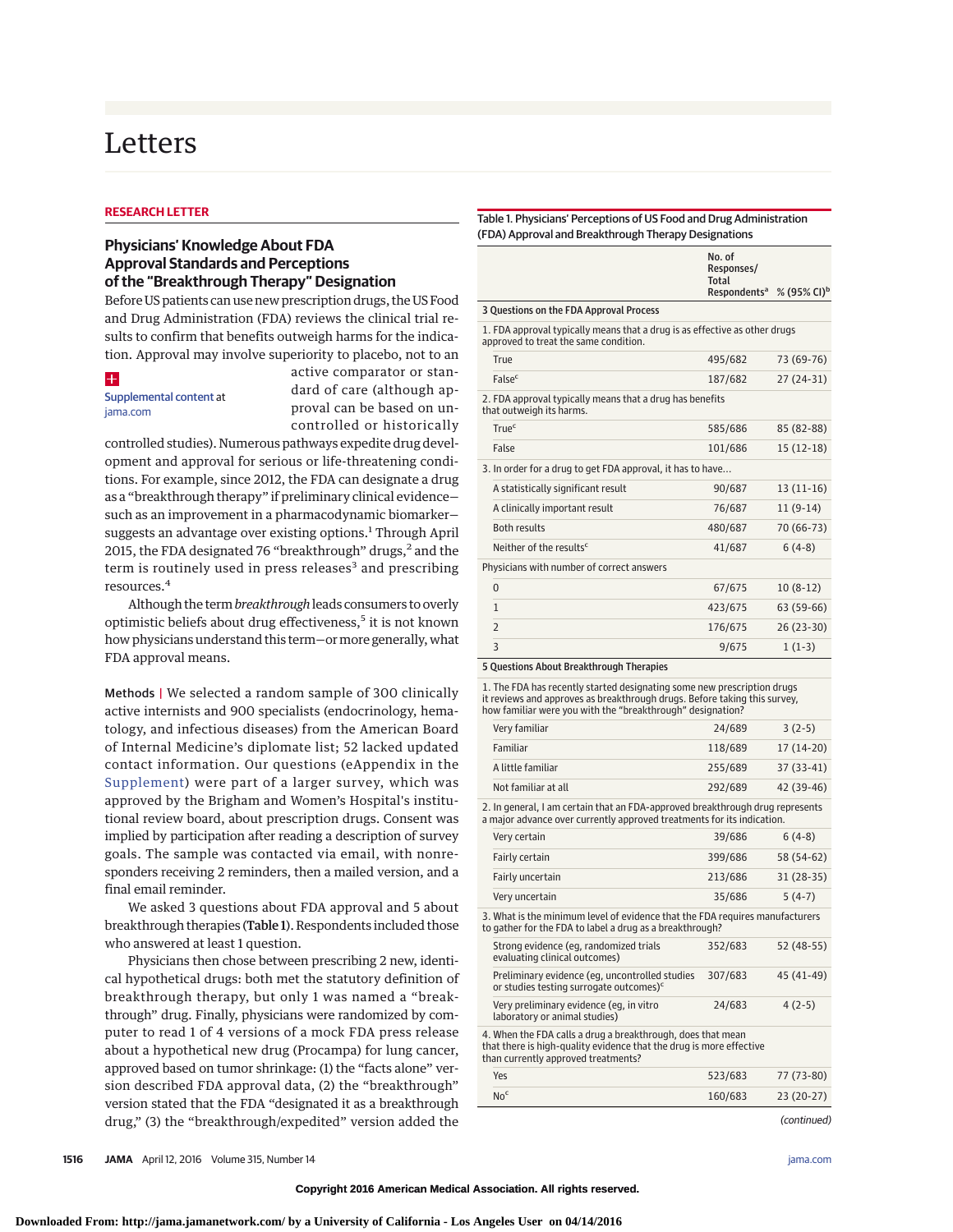# Letters

## RESEARCH LETTER

### Physicians' Knowledge About FDA Approval Standards and Perceptions of the "Breakthrough Therapy" Designation

Before US patients can use new prescription drugs, the US Food and Drug Administration (FDA) reviews the clinical trial results to confirm that benefits outweigh harms for the indication. Approval may involve superiority to placebo, not to an active comparator or standard of care (although approval can be based on uncontrolled or historically controlled studies). Numerous pathways expedite drug development and approval for serious or life-threatening conditions. For example, since 2012, the FDA can designate a drug as a "breakthrough therapy" if preliminary clinical evidence—such as an improvement in a pharmacodynamic biomarker—suggests an advantage over existing options.[1] Through April 2015, the FDA designated 76 "breakthrough" drugs,[2] and the term is routinely used in press releases[3] and prescribing resources.[4]

Supplemental content at jama.com

Although the term *breakthrough* leads consumers to overly optimistic beliefs about drug effectiveness,[5] it is not known how physicians understand this term—or more generally, what FDA approval means.

**Methods |** We selected a random sample of 300 clinically active internists and 900 specialists (endocrinology, hematology, and infectious diseases) from the American Board of Internal Medicine's diplomate list; 52 lacked updated contact information. Our questions (eAppendix in the Supplement) were part of a larger survey, which was approved by the Brigham and Women's Hospital's institutional review board, about prescription drugs. Consent was implied by participation after reading a description of survey goals. The sample was contacted via email, with nonresponders receiving 2 reminders, then a mailed version, and a final email reminder.

We asked 3 questions about FDA approval and 5 about breakthrough therapies (**Table 1**). Respondents included those who answered at least 1 question.

Physicians then chose between prescribing 2 new, identical hypothetical drugs: both met the statutory definition of breakthrough therapy, but only 1 was named a "breakthrough" drug. Finally, physicians were randomized by computer to read 1 of 4 versions of a mock FDA press release about a hypothetical new drug (Procampa) for lung cancer, approved based on tumor shrinkage: (1) the "facts alone" version described FDA approval data, (2) the "breakthrough" version stated that the FDA "designated it as a breakthrough drug," (3) the "breakthrough/expedited" version added the

Table 1. Physicians' Perceptions of US Food and Drug Administration (FDA) Approval and Breakthrough Therapy Designations

| | No. of Responses/Total Respondents[a] | % (95% CI)[b] |
|---|---|---|
| **3 Questions on the FDA Approval Process** | | |
| 1. FDA approval typically means that a drug is as effective as other drugs approved to treat the same condition. | | |
| True | 495/682 | 73 (69-76) |
| False[c] | 187/682 | 27 (24-31) |
| 2. FDA approval typically means that a drug has benefits that outweigh its harms. | | |
| True[c] | 585/686 | 85 (82-88) |
| False | 101/686 | 15 (12-18) |
| 3. In order for a drug to get FDA approval, it has to have... | | |
| A statistically significant result | 90/687 | 13 (11-16) |
| A clinically important result | 76/687 | 11 (9-14) |
| Both results | 480/687 | 70 (66-73) |
| Neither of the results[c] | 41/687 | 6 (4-8) |
| Physicians with number of correct answers | | |
| 0 | 67/675 | 10 (8-12) |
| 1 | 423/675 | 63 (59-66) |
| 2 | 176/675 | 26 (23-30) |
| 3 | 9/675 | 1 (1-3) |
| **5 Questions About Breakthrough Therapies** | | |
| 1. The FDA has recently started designating some new prescription drugs it reviews and approves as breakthrough drugs. Before taking this survey, how familiar were you with the "breakthrough" designation? | | |
| Very familiar | 24/689 | 3 (2-5) |
| Familiar | 118/689 | 17 (14-20) |
| A little familiar | 255/689 | 37 (33-41) |
| Not familiar at all | 292/689 | 42 (39-46) |
| 2. In general, I am certain that an FDA-approved breakthrough drug represents a major advance over currently approved treatments for its indication. | | |
| Very certain | 39/686 | 6 (4-8) |
| Fairly certain | 399/686 | 58 (54-62) |
| Fairly uncertain | 213/686 | 31 (28-35) |
| Very uncertain | 35/686 | 5 (4-7) |
| 3. What is the minimum level of evidence that the FDA requires manufacturers to gather for the FDA to label a drug as a breakthrough? | | |
| Strong evidence (eg, randomized trials evaluating clinical outcomes) | 352/683 | 52 (48-55) |
| Preliminary evidence (eg, uncontrolled studies or studies testing surrogate outcomes)[c] | 307/683 | 45 (41-49) |
| Very preliminary evidence (eg, in vitro laboratory or animal studies) | 24/683 | 4 (2-5) |
| 4. When the FDA calls a drug a breakthrough, does that mean that there is high-quality evidence that the drug is more effective than currently approved treatments? | | |
| Yes | 523/683 | 77 (73-80) |
| No[c] | 160/683 | 23 (20-27) |

*(continued)*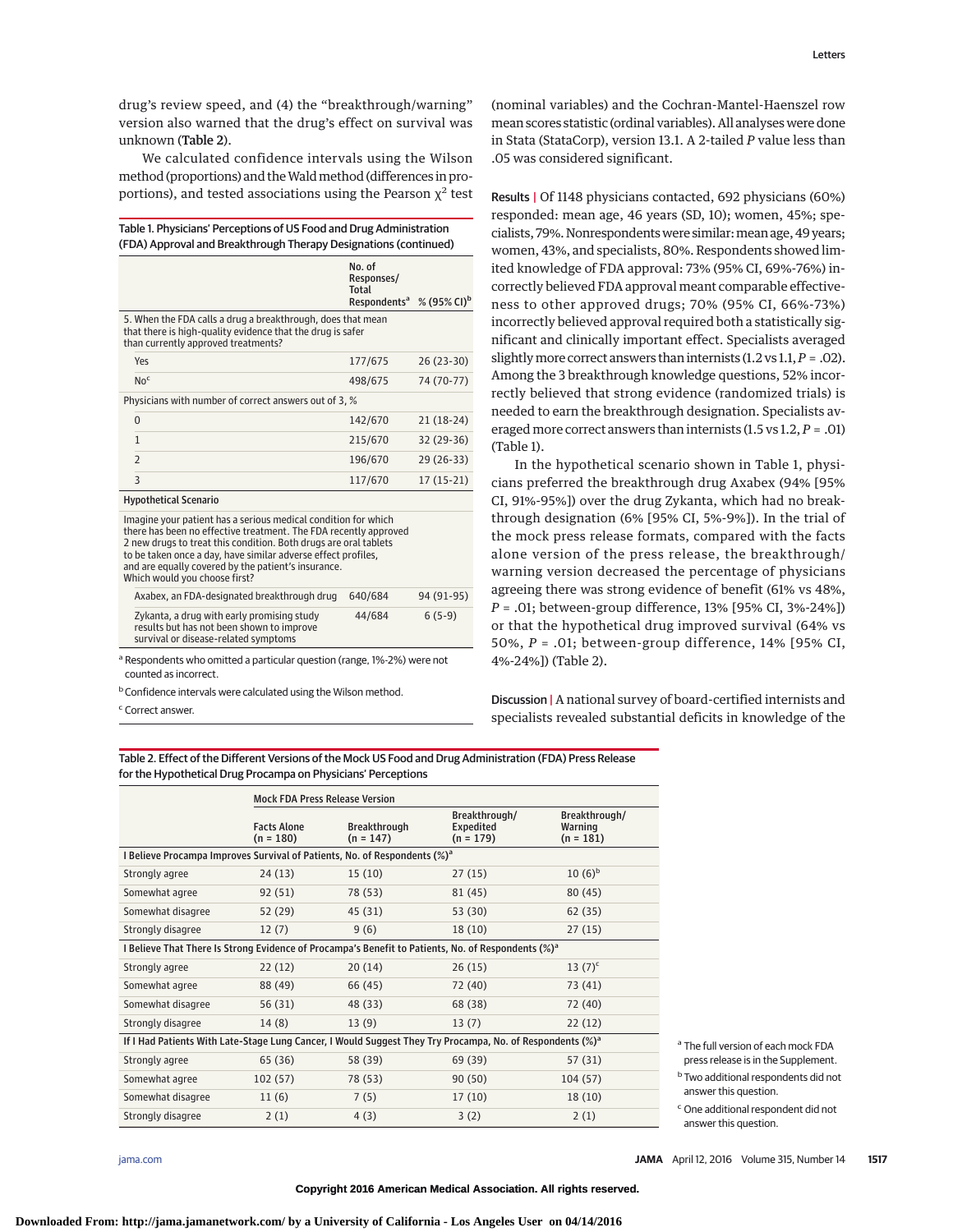drug's review speed, and (4) the "breakthrough/warning" version also warned that the drug's effect on survival was unknown (Table 2).

We calculated confidence intervals using the Wilson method (proportions) and the Wald method (differences in proportions), and tested associations using the Pearson $\chi^2$ test (nominal variables) and the Cochran-Mantel-Haenszel row mean scores statistic (ordinal variables). All analyses were done in Stata (StataCorp), version 13.1. A 2-tailed $P$ value less than .05 was considered significant.

Table 1. Physicians' Perceptions of US Food and Drug Administration (FDA) Approval and Breakthrough Therapy Designations (continued)

| | No. of Responses/Total Respondents[a] | % (95% CI)[b] |
|---|---|---|
| **5. When the FDA calls a drug a breakthrough, does that mean that there is high-quality evidence that the drug is safer than currently approved treatments?** | | |
| Yes | 177/675 | 26 (23-30) |
| No[c] | 498/675 | 74 (70-77) |
| **Physicians with number of correct answers out of 3, %** | | |
| 0 | 142/670 | 21 (18-24) |
| 1 | 215/670 | 32 (29-36) |
| 2 | 196/670 | 29 (26-33) |
| 3 | 117/670 | 17 (15-21) |
| **Hypothetical Scenario** | | |
| Imagine your patient has a serious medical condition for which there has been no effective treatment. The FDA recently approved 2 new drugs to treat this condition. Both drugs are oral tablets to be taken once a day, have similar adverse effect profiles, and are equally covered by the patient's insurance. Which would you choose first? | | |
| Axabex, an FDA-designated breakthrough drug | 640/684 | 94 (91-95) |
| Zykanta, a drug with early promising study results but has not been shown to improve survival or disease-related symptoms | 44/684 | 6 (5-9) |

[a] Respondents who omitted a particular question (range, 1%-2%) were not counted as incorrect.

[b] Confidence intervals were calculated using the Wilson method.

[c] Correct answer.

**Results |** Of 1148 physicians contacted, 692 physicians (60%) responded: mean age, 46 years (SD, 10); women, 45%; specialists, 79%. Nonrespondents were similar: mean age, 49 years; women, 43%, and specialists, 80%. Respondents showed limited knowledge of FDA approval: 73% (95% CI, 69%-76%) incorrectly believed FDA approval meant comparable effectiveness to other approved drugs; 70% (95% CI, 66%-73%) incorrectly believed approval required both a statistically significant and clinically important effect. Specialists averaged slightly more correct answers than internists (1.2 vs 1.1, $P$ = .02). Among the 3 breakthrough knowledge questions, 52% incorrectly believed that strong evidence (randomized trials) is needed to earn the breakthrough designation. Specialists averaged more correct answers than internists (1.5 vs 1.2, $P$ = .01) (Table 1).

In the hypothetical scenario shown in Table 1, physicians preferred the breakthrough drug Axabex (94% [95% CI, 91%-95%]) over the drug Zykanta, which had no breakthrough designation (6% [95% CI, 5%-9%]). In the trial of the mock press release formats, compared with the facts alone version of the press release, the breakthrough/warning version decreased the percentage of physicians agreeing there was strong evidence of benefit (61% vs 48%, $P$ = .01; between-group difference, 13% [95% CI, 3%-24%]) or that the hypothetical drug improved survival (64% vs 50%, $P$ = .01; between-group difference, 14% [95% CI, 4%-24%]) (Table 2).

**Discussion |** A national survey of board-certified internists and specialists revealed substantial deficits in knowledge of the

Table 2. Effect of the Different Versions of the Mock US Food and Drug Administration (FDA) Press Release for the Hypothetical Drug Procampa on Physicians' Perceptions

| | Mock FDA Press Release Version | | | |
|---|---|---|---|---|
| | Facts Alone (n = 180) | Breakthrough (n = 147) | Breakthrough/Expedited (n = 179) | Breakthrough/Warning (n = 181) |
| **I Believe Procampa Improves Survival of Patients, No. of Respondents (%)[a]** | | | | |
| Strongly agree | 24 (13) | 15 (10) | 27 (15) | 10 (6)[b] |
| Somewhat agree | 92 (51) | 78 (53) | 81 (45) | 80 (45) |
| Somewhat disagree | 52 (29) | 45 (31) | 53 (30) | 62 (35) |
| Strongly disagree | 12 (7) | 9 (6) | 18 (10) | 27 (15) |
| **I Believe That There Is Strong Evidence of Procampa's Benefit to Patients, No. of Respondents (%)[a]** | | | | |
| Strongly agree | 22 (12) | 20 (14) | 26 (15) | 13 (7)[c] |
| Somewhat agree | 88 (49) | 66 (45) | 72 (40) | 73 (41) |
| Somewhat disagree | 56 (31) | 48 (33) | 68 (38) | 72 (40) |
| Strongly disagree | 14 (8) | 13 (9) | 13 (7) | 22 (12) |
| **If I Had Patients With Late-Stage Lung Cancer, I Would Suggest They Try Procampa, No. of Respondents (%)[a]** | | | | |
| Strongly agree | 65 (36) | 58 (39) | 69 (39) | 57 (31) |
| Somewhat agree | 102 (57) | 78 (53) | 90 (50) | 104 (57) |
| Somewhat disagree | 11 (6) | 7 (5) | 17 (10) | 18 (10) |
| Strongly disagree | 2 (1) | 4 (3) | 3 (2) | 2 (1) |

[a] The full version of each mock FDA press release is in the Supplement.

[b] Two additional respondents did not answer this question.

[c] One additional respondent did not answer this question.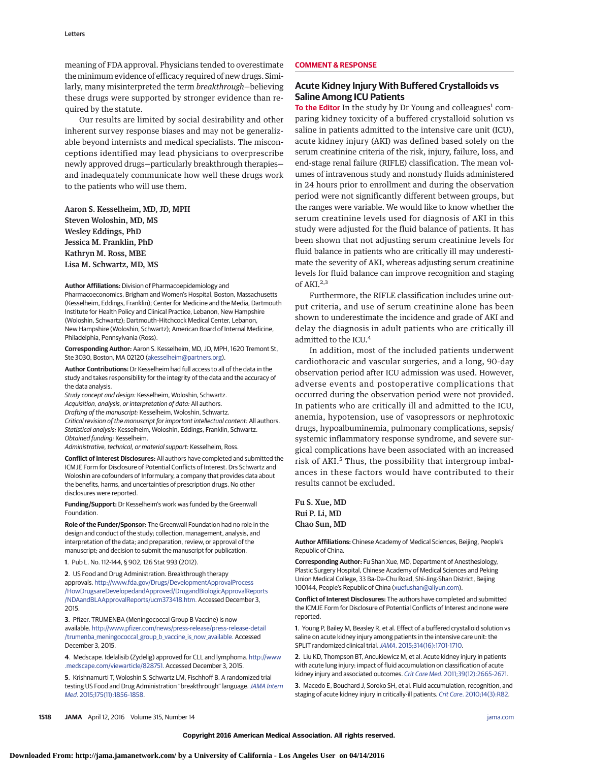meaning of FDA approval. Physicians tended to overestimate the minimum evidence of efficacy required of new drugs. Similarly, many misinterpreted the term *breakthrough*—believing these drugs were supported by stronger evidence than required by the statute.

Our results are limited by social desirability and other inherent survey response biases and may not be generalizable beyond internists and medical specialists. The misconceptions identified may lead physicians to overprescribe newly approved drugs—particularly breakthrough therapies—and inadequately communicate how well these drugs work to the patients who will use them.

**Aaron S. Kesselheim, MD, JD, MPH**
**Steven Woloshin, MD, MS**
**Wesley Eddings, PhD**
**Jessica M. Franklin, PhD**
**Kathryn M. Ross, MBE**
**Lisa M. Schwartz, MD, MS**

**Author Affiliations:** Division of Pharmacoepidemiology and Pharmacoeconomics, Brigham and Women's Hospital, Boston, Massachusetts (Kesselheim, Eddings, Franklin); Center for Medicine and the Media, Dartmouth Institute for Health Policy and Clinical Practice, Lebanon, New Hampshire (Woloshin, Schwartz); Dartmouth-Hitchcock Medical Center, Lebanon, New Hampshire (Woloshin, Schwartz); American Board of Internal Medicine, Philadelphia, Pennsylvania (Ross).

**Corresponding Author:** Aaron S. Kesselheim, MD, JD, MPH, 1620 Tremont St, Ste 3030, Boston, MA 02120 (akesselheim@partners.org).

**Author Contributions:** Dr Kesselheim had full access to all of the data in the study and takes responsibility for the integrity of the data and the accuracy of the data analysis.
*Study concept and design:* Kesselheim, Woloshin, Schwartz.
*Acquisition, analysis, or interpretation of data:* All authors.
*Drafting of the manuscript:* Kesselheim, Woloshin, Schwartz.
*Critical revision of the manuscript for important intellectual content:* All authors.
*Statistical analysis:* Kesselheim, Woloshin, Eddings, Franklin, Schwartz.
*Obtained funding:* Kesselheim.
*Administrative, technical, or material support:* Kesselheim, Ross.

**Conflict of Interest Disclosures:** All authors have completed and submitted the ICMJE Form for Disclosure of Potential Conflicts of Interest. Drs Schwartz and Woloshin are cofounders of Informulary, a company that provides data about the benefits, harms, and uncertainties of prescription drugs. No other disclosures were reported.

**Funding/Support:** Dr Kesselheim's work was funded by the Greenwall Foundation.

**Role of the Funder/Sponsor:** The Greenwall Foundation had no role in the design and conduct of the study; collection, management, analysis, and interpretation of the data; and preparation, review, or approval of the manuscript; and decision to submit the manuscript for publication.

1. Pub L. No. 112-144, § 902, 126 Stat 993 (2012).

2. US Food and Drug Administration. Breakthrough therapy approvals. http://www.fda.gov/Drugs/DevelopmentApprovalProcess/HowDrugsareDevelopedandApproved/DrugandBiologicApprovalReports/NDAandBLAApprovalReports/ucm373418.htm. Accessed December 3, 2015.

3. Pfizer. TRUMENBA (Meningococcal Group B Vaccine) is now available. http://www.pfizer.com/news/press-release/press-release-detail/trumenba_meningococcal_group_b_vaccine_is_now_available. Accessed December 3, 2015.

4. Medscape. Idelalisib (Zydelig) approved for CLL and lymphoma. http://www.medscape.com/viewarticle/828751. Accessed December 3, 2015.

5. Krishnamurti T, Woloshin S, Schwartz LM, Fischhoff B. A randomized trial testing US Food and Drug Administration "breakthrough" language. *JAMA Intern Med*. 2015;175(11):1856-1858.

## COMMENT & RESPONSE

### Acute Kidney Injury With Buffered Crystalloids vs Saline Among ICU Patients

**To the Editor** In the study by Dr Young and colleagues[1] comparing kidney toxicity of a buffered crystalloid solution vs saline in patients admitted to the intensive care unit (ICU), acute kidney injury (AKI) was defined based solely on the serum creatinine criteria of the risk, injury, failure, loss, and end-stage renal failure (RIFLE) classification. The mean volumes of intravenous study and nonstudy fluids administered in 24 hours prior to enrollment and during the observation period were not significantly different between groups, but the ranges were variable. We would like to know whether the serum creatinine levels used for diagnosis of AKI in this study were adjusted for the fluid balance of patients. It has been shown that not adjusting serum creatinine levels for fluid balance in patients who are critically ill may underestimate the severity of AKI, whereas adjusting serum creatinine levels for fluid balance can improve recognition and staging of AKI.[2,3]

Furthermore, the RIFLE classification includes urine output criteria, and use of serum creatinine alone has been shown to underestimate the incidence and grade of AKI and delay the diagnosis in adult patients who are critically ill admitted to the ICU.[4]

In addition, most of the included patients underwent cardiothoracic and vascular surgeries, and a long, 90-day observation period after ICU admission was used. However, adverse events and postoperative complications that occurred during the observation period were not provided. In patients who are critically ill and admitted to the ICU, anemia, hypotension, use of vasopressors or nephrotoxic drugs, hypoalbuminemia, pulmonary complications, sepsis/systemic inflammatory response syndrome, and severe surgical complications have been associated with an increased risk of AKI.[5] Thus, the possibility that intergroup imbalances in these factors would have contributed to their results cannot be excluded.

**Fu S. Xue, MD**
**Rui P. Li, MD**
**Chao Sun, MD**

**Author Affiliations:** Chinese Academy of Medical Sciences, Beijing, People's Republic of China.

**Corresponding Author:** Fu Shan Xue, MD, Department of Anesthesiology, Plastic Surgery Hospital, Chinese Academy of Medical Sciences and Peking Union Medical College, 33 Ba-Da-Chu Road, Shi-Jing-Shan District, Beijing 100144, People's Republic of China (xuefushan@aliyun.com).

**Conflict of Interest Disclosures:** The authors have completed and submitted the ICMJE Form for Disclosure of Potential Conflicts of Interest and none were reported.

1. Young P, Bailey M, Beasley R, et al. Effect of a buffered crystalloid solution vs saline on acute kidney injury among patients in the intensive care unit: the SPLIT randomized clinical trial. *JAMA*. 2015;314(16):1701-1710.

2. Liu KD, Thompson BT, Ancukiewicz M, et al. Acute kidney injury in patients with acute lung injury: impact of fluid accumulation on classification of acute kidney injury and associated outcomes. *Crit Care Med*. 2011;39(12):2665-2671.

3. Macedo E, Bouchard J, Soroko SH, et al. Fluid accumulation, recognition, and staging of acute kidney injury in critically-ill patients. *Crit Care*. 2010;14(3):R82.